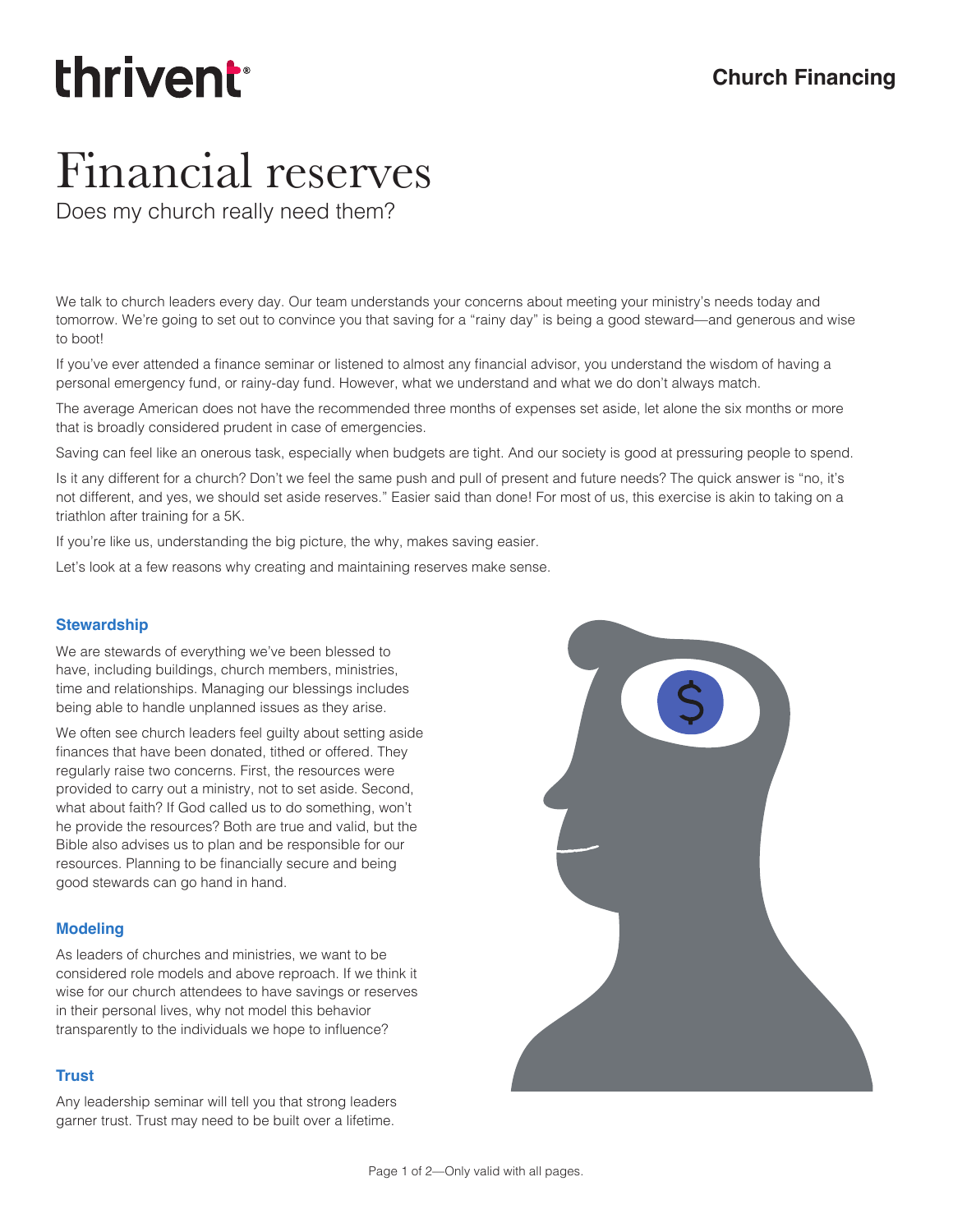thrivent

**Church Financing**

# Financial reserves

Does my church really need them?

We talk to church leaders every day. Our team understands your concerns about meeting your ministry's needs today and tomorrow. We're going to set out to convince you that saving for a "rainy day" is being a good steward—and generous and wise to boot!

If you've ever attended a finance seminar or listened to almost any financial advisor, you understand the wisdom of having a personal emergency fund, or rainy-day fund. However, what we understand and what we do don't always match.

The average American does not have the recommended three months of expenses set aside, let alone the six months or more that is broadly considered prudent in case of emergencies.

Saving can feel like an onerous task, especially when budgets are tight. And our society is good at pressuring people to spend.

Is it any different for a church? Don't we feel the same push and pull of present and future needs? The quick answer is "no, it's not different, and yes, we should set aside reserves." Easier said than done! For most of us, this exercise is akin to taking on a triathlon after training for a 5K.

If you're like us, understanding the big picture, the why, makes saving easier.

Let's look at a few reasons why creating and maintaining reserves make sense.

## Stewardship

We are stewards of everything we've been blessed to have, including buildings, church members, ministries, time and relationships. Managing our blessings includes being able to handle unplanned issues as they arise.

We often see church leaders feel guilty about setting aside finances that have been donated, tithed or offered. They regularly raise two concerns. First, the resources were provided to carry out a ministry, not to set aside. Second, what about faith? If God called us to do something, won't he provide the resources? Both are true and valid, but the Bible also advises us to plan and be responsible for our resources. Planning to be financially secure and being good stewards can go hand in hand.

## Modeling

As leaders of churches and ministries, we want to be considered role models and above reproach. If we think it wise for our church attendees to have savings or reserves in their personal lives, why not model this behavior transparently to the individuals we hope to influence?

## Trust

Any leadership seminar will tell you that strong leaders garner trust. Trust may need to be built over a lifetime.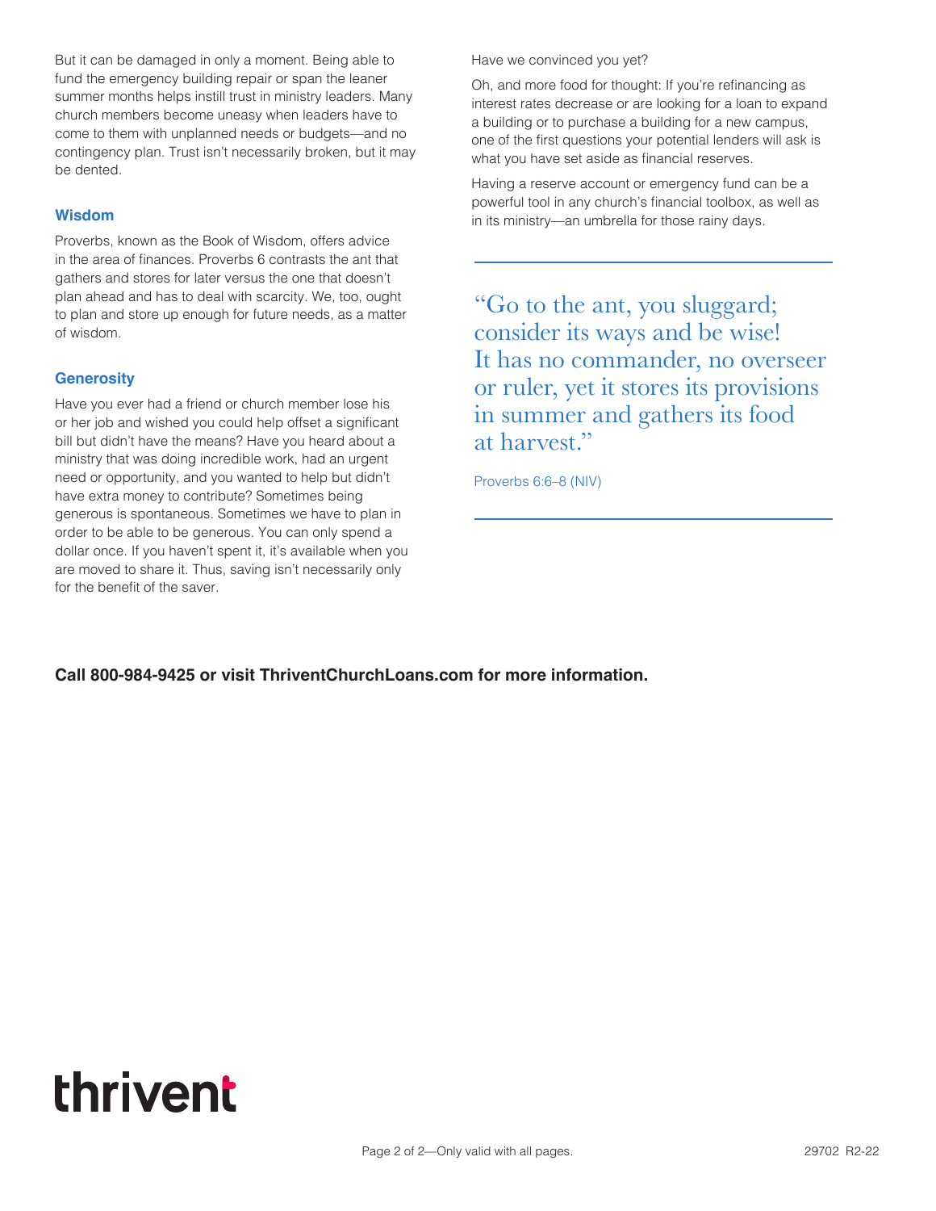But it can be damaged in only a moment. Being able to fund the emergency building repair or span the leaner summer months helps instill trust in ministry leaders. Many church members become uneasy when leaders have to come to them with unplanned needs or budgets—and no contingency plan. Trust isn't necessarily broken, but it may be dented.

### Wisdom

Proverbs, known as the Book of Wisdom, offers advice in the area of finances. Proverbs 6 contrasts the ant that gathers and stores for later versus the one that doesn't plan ahead and has to deal with scarcity. We, too, ought to plan and store up enough for future needs, as a matter of wisdom.

### Generosity

Have you ever had a friend or church member lose his or her job and wished you could help offset a significant bill but didn't have the means? Have you heard about a ministry that was doing incredible work, had an urgent need or opportunity, and you wanted to help but didn't have extra money to contribute? Sometimes being generous is spontaneous. Sometimes we have to plan in order to be able to be generous. You can only spend a dollar once. If you haven't spent it, it's available when you are moved to share it. Thus, saving isn't necessarily only for the benefit of the saver.

Have we convinced you yet?

Oh, and more food for thought: If you're refinancing as interest rates decrease or are looking for a loan to expand a building or to purchase a building for a new campus, one of the first questions your potential lenders will ask is what you have set aside as financial reserves.

Having a reserve account or emergency fund can be a powerful tool in any church's financial toolbox, as well as in its ministry—an umbrella for those rainy days.

> "Go to the ant, you sluggard; consider its ways and be wise! It has no commander, no overseer or ruler, yet it stores its provisions in summer and gathers its food at harvest."
>
> Proverbs 6:6–8 (NIV)

**Call 800-984-9425 or visit ThriventChurchLoans.com for more information.**

thrivent

Only valid with all pages.

29702 R2-22